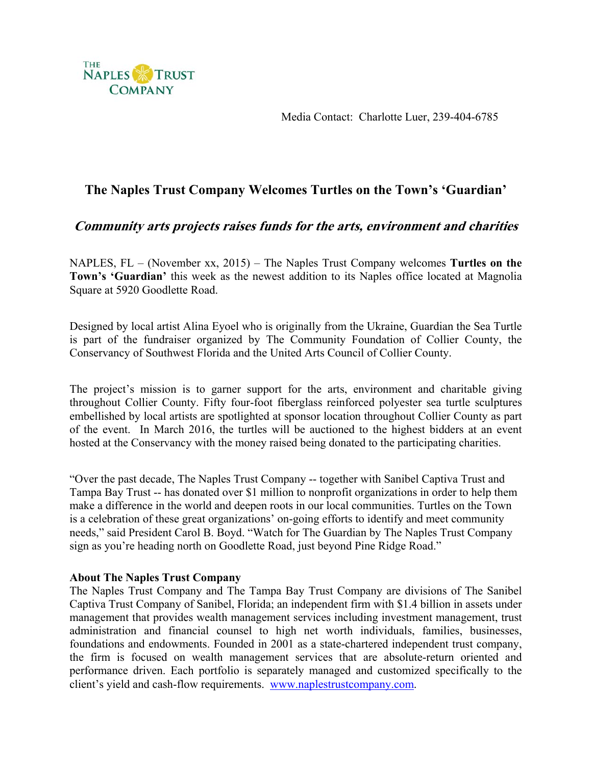THE NAPLES TRUST COMPANY

Media Contact: Charlotte Luer, 239-404-6785

# The Naples Trust Company Welcomes Turtles on the Town's 'Guardian'

## *Community arts projects raises funds for the arts, environment and charities*

NAPLES, FL – (November xx, 2015) – The Naples Trust Company welcomes **Turtles on the Town's 'Guardian'** this week as the newest addition to its Naples office located at Magnolia Square at 5920 Goodlette Road.

Designed by local artist Alina Eyoel who is originally from the Ukraine, Guardian the Sea Turtle is part of the fundraiser organized by The Community Foundation of Collier County, the Conservancy of Southwest Florida and the United Arts Council of Collier County.

The project's mission is to garner support for the arts, environment and charitable giving throughout Collier County. Fifty four-foot fiberglass reinforced polyester sea turtle sculptures embellished by local artists are spotlighted at sponsor location throughout Collier County as part of the event. In March 2016, the turtles will be auctioned to the highest bidders at an event hosted at the Conservancy with the money raised being donated to the participating charities.

"Over the past decade, The Naples Trust Company -- together with Sanibel Captiva Trust and Tampa Bay Trust -- has donated over $1 million to nonprofit organizations in order to help them make a difference in the world and deepen roots in our local communities. Turtles on the Town is a celebration of these great organizations' on-going efforts to identify and meet community needs," said President Carol B. Boyd. "Watch for The Guardian by The Naples Trust Company sign as you're heading north on Goodlette Road, just beyond Pine Ridge Road."

**About The Naples Trust Company**

The Naples Trust Company and The Tampa Bay Trust Company are divisions of The Sanibel Captiva Trust Company of Sanibel, Florida; an independent firm with $1.4 billion in assets under management that provides wealth management services including investment management, trust administration and financial counsel to high net worth individuals, families, businesses, foundations and endowments. Founded in 2001 as a state-chartered independent trust company, the firm is focused on wealth management services that are absolute-return oriented and performance driven. Each portfolio is separately managed and customized specifically to the client's yield and cash-flow requirements. www.naplestrustcompany.com.